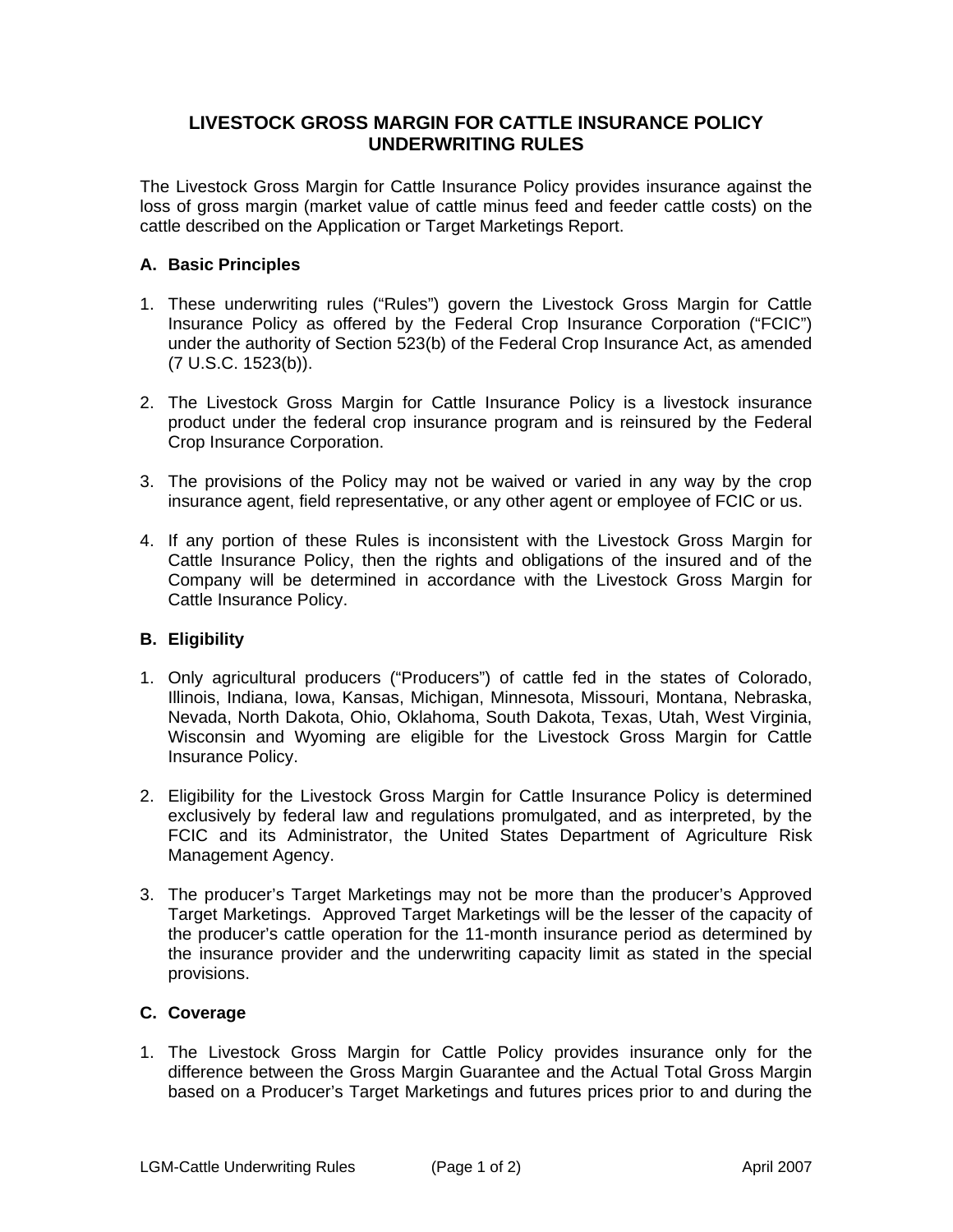# LIVESTOCK GROSS MARGIN FOR CATTLE INSURANCE POLICY UNDERWRITING RULES

The Livestock Gross Margin for Cattle Insurance Policy provides insurance against the loss of gross margin (market value of cattle minus feed and feeder cattle costs) on the cattle described on the Application or Target Marketings Report.

## A. Basic Principles

1. These underwriting rules ("Rules") govern the Livestock Gross Margin for Cattle Insurance Policy as offered by the Federal Crop Insurance Corporation ("FCIC") under the authority of Section 523(b) of the Federal Crop Insurance Act, as amended (7 U.S.C. 1523(b)).

2. The Livestock Gross Margin for Cattle Insurance Policy is a livestock insurance product under the federal crop insurance program and is reinsured by the Federal Crop Insurance Corporation.

3. The provisions of the Policy may not be waived or varied in any way by the crop insurance agent, field representative, or any other agent or employee of FCIC or us.

4. If any portion of these Rules is inconsistent with the Livestock Gross Margin for Cattle Insurance Policy, then the rights and obligations of the insured and of the Company will be determined in accordance with the Livestock Gross Margin for Cattle Insurance Policy.

## B. Eligibility

1. Only agricultural producers ("Producers") of cattle fed in the states of Colorado, Illinois, Indiana, Iowa, Kansas, Michigan, Minnesota, Missouri, Montana, Nebraska, Nevada, North Dakota, Ohio, Oklahoma, South Dakota, Texas, Utah, West Virginia, Wisconsin and Wyoming are eligible for the Livestock Gross Margin for Cattle Insurance Policy.

2. Eligibility for the Livestock Gross Margin for Cattle Insurance Policy is determined exclusively by federal law and regulations promulgated, and as interpreted, by the FCIC and its Administrator, the United States Department of Agriculture Risk Management Agency.

3. The producer's Target Marketings may not be more than the producer's Approved Target Marketings. Approved Target Marketings will be the lesser of the capacity of the producer's cattle operation for the 11-month insurance period as determined by the insurance provider and the underwriting capacity limit as stated in the special provisions.

## C. Coverage

1. The Livestock Gross Margin for Cattle Policy provides insurance only for the difference between the Gross Margin Guarantee and the Actual Total Gross Margin based on a Producer's Target Marketings and futures prices prior to and during the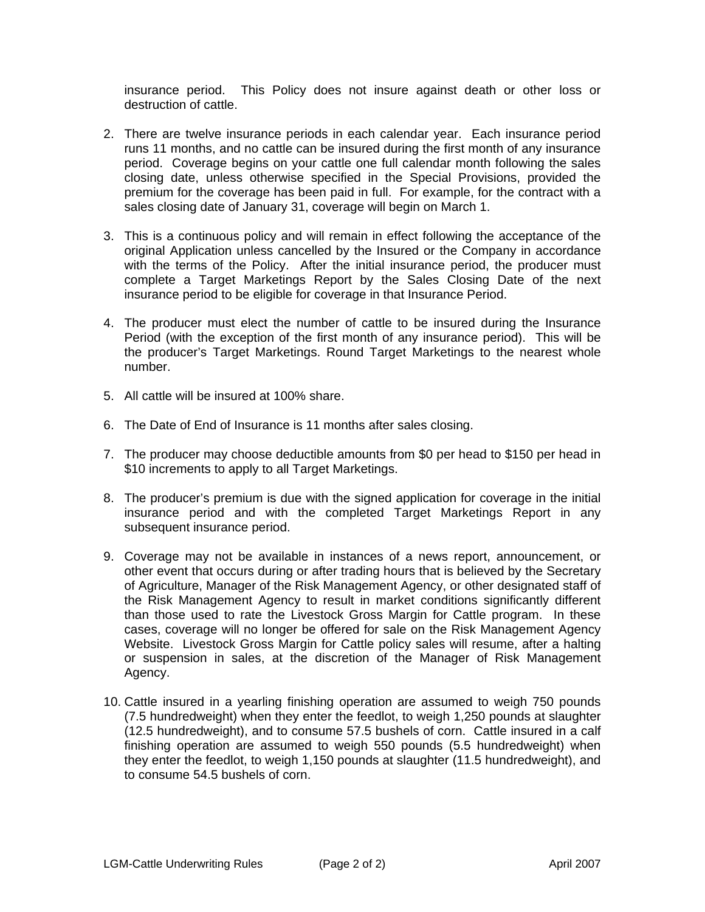insurance period. This Policy does not insure against death or other loss or destruction of cattle.

2. There are twelve insurance periods in each calendar year. Each insurance period runs 11 months, and no cattle can be insured during the first month of any insurance period. Coverage begins on your cattle one full calendar month following the sales closing date, unless otherwise specified in the Special Provisions, provided the premium for the coverage has been paid in full. For example, for the contract with a sales closing date of January 31, coverage will begin on March 1.

3. This is a continuous policy and will remain in effect following the acceptance of the original Application unless cancelled by the Insured or the Company in accordance with the terms of the Policy. After the initial insurance period, the producer must complete a Target Marketings Report by the Sales Closing Date of the next insurance period to be eligible for coverage in that Insurance Period.

4. The producer must elect the number of cattle to be insured during the Insurance Period (with the exception of the first month of any insurance period). This will be the producer's Target Marketings. Round Target Marketings to the nearest whole number.

5. All cattle will be insured at 100% share.

6. The Date of End of Insurance is 11 months after sales closing.

7. The producer may choose deductible amounts from $0 per head to $150 per head in $10 increments to apply to all Target Marketings.

8. The producer's premium is due with the signed application for coverage in the initial insurance period and with the completed Target Marketings Report in any subsequent insurance period.

9. Coverage may not be available in instances of a news report, announcement, or other event that occurs during or after trading hours that is believed by the Secretary of Agriculture, Manager of the Risk Management Agency, or other designated staff of the Risk Management Agency to result in market conditions significantly different than those used to rate the Livestock Gross Margin for Cattle program. In these cases, coverage will no longer be offered for sale on the Risk Management Agency Website. Livestock Gross Margin for Cattle policy sales will resume, after a halting or suspension in sales, at the discretion of the Manager of Risk Management Agency.

10. Cattle insured in a yearling finishing operation are assumed to weigh 750 pounds (7.5 hundredweight) when they enter the feedlot, to weigh 1,250 pounds at slaughter (12.5 hundredweight), and to consume 57.5 bushels of corn. Cattle insured in a calf finishing operation are assumed to weigh 550 pounds (5.5 hundredweight) when they enter the feedlot, to weigh 1,150 pounds at slaughter (11.5 hundredweight), and to consume 54.5 bushels of corn.